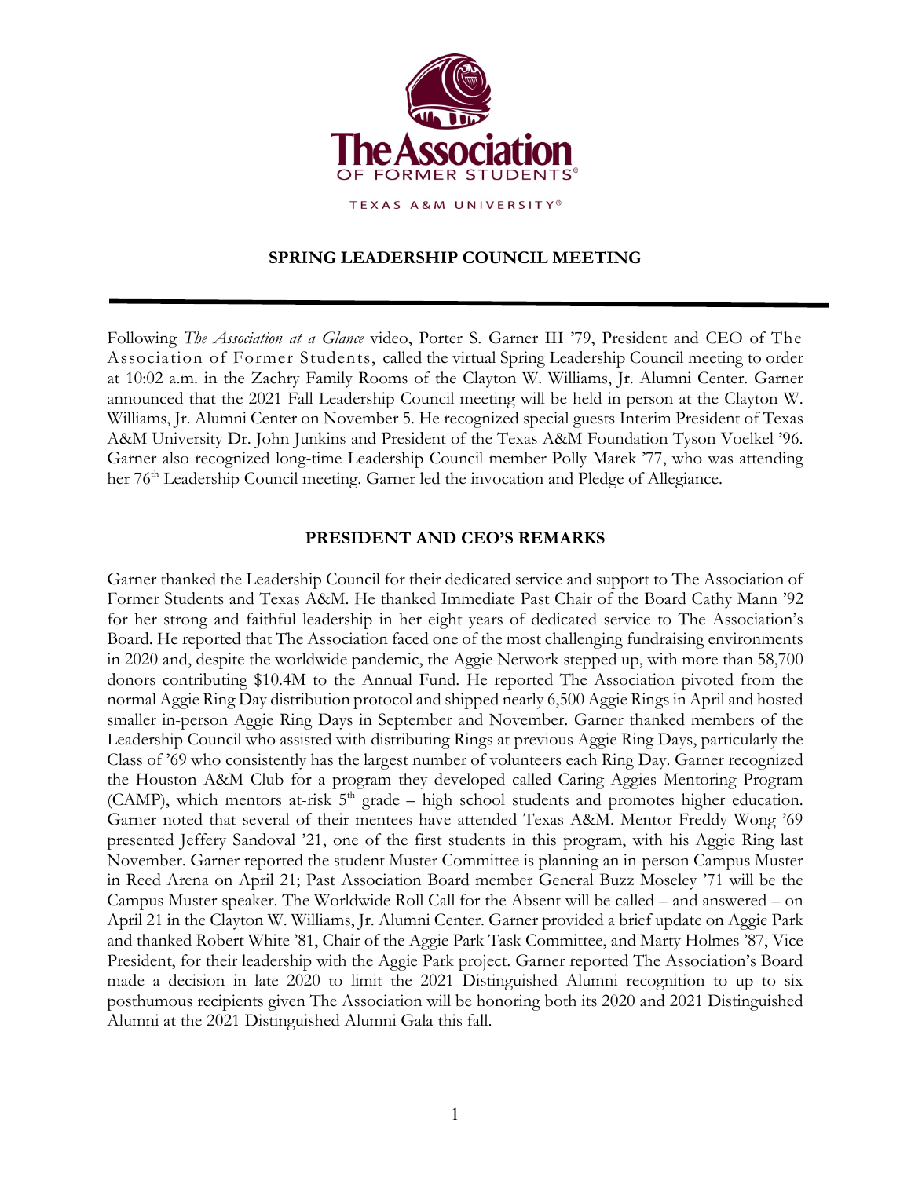The Association OF FORMER STUDENTS®

TEXAS A&M UNIVERSITY®

## SPRING LEADERSHIP COUNCIL MEETING

Following *The Association at a Glance* video, Porter S. Garner III '79, President and CEO of The Association of Former Students, called the virtual Spring Leadership Council meeting to order at 10:02 a.m. in the Zachry Family Rooms of the Clayton W. Williams, Jr. Alumni Center. Garner announced that the 2021 Fall Leadership Council meeting will be held in person at the Clayton W. Williams, Jr. Alumni Center on November 5. He recognized special guests Interim President of Texas A&M University Dr. John Junkins and President of the Texas A&M Foundation Tyson Voelkel '96. Garner also recognized long-time Leadership Council member Polly Marek '77, who was attending her 76th Leadership Council meeting. Garner led the invocation and Pledge of Allegiance.

## PRESIDENT AND CEO'S REMARKS

Garner thanked the Leadership Council for their dedicated service and support to The Association of Former Students and Texas A&M. He thanked Immediate Past Chair of the Board Cathy Mann '92 for her strong and faithful leadership in her eight years of dedicated service to The Association's Board. He reported that The Association faced one of the most challenging fundraising environments in 2020 and, despite the worldwide pandemic, the Aggie Network stepped up, with more than 58,700 donors contributing $10.4M to the Annual Fund. He reported The Association pivoted from the normal Aggie Ring Day distribution protocol and shipped nearly 6,500 Aggie Rings in April and hosted smaller in-person Aggie Ring Days in September and November. Garner thanked members of the Leadership Council who assisted with distributing Rings at previous Aggie Ring Days, particularly the Class of '69 who consistently has the largest number of volunteers each Ring Day. Garner recognized the Houston A&M Club for a program they developed called Caring Aggies Mentoring Program (CAMP), which mentors at-risk 5th grade – high school students and promotes higher education. Garner noted that several of their mentees have attended Texas A&M. Mentor Freddy Wong '69 presented Jeffery Sandoval '21, one of the first students in this program, with his Aggie Ring last November. Garner reported the student Muster Committee is planning an in-person Campus Muster in Reed Arena on April 21; Past Association Board member General Buzz Moseley '71 will be the Campus Muster speaker. The Worldwide Roll Call for the Absent will be called – and answered – on April 21 in the Clayton W. Williams, Jr. Alumni Center. Garner provided a brief update on Aggie Park and thanked Robert White '81, Chair of the Aggie Park Task Committee, and Marty Holmes '87, Vice President, for their leadership with the Aggie Park project. Garner reported The Association's Board made a decision in late 2020 to limit the 2021 Distinguished Alumni recognition to up to six posthumous recipients given The Association will be honoring both its 2020 and 2021 Distinguished Alumni at the 2021 Distinguished Alumni Gala this fall.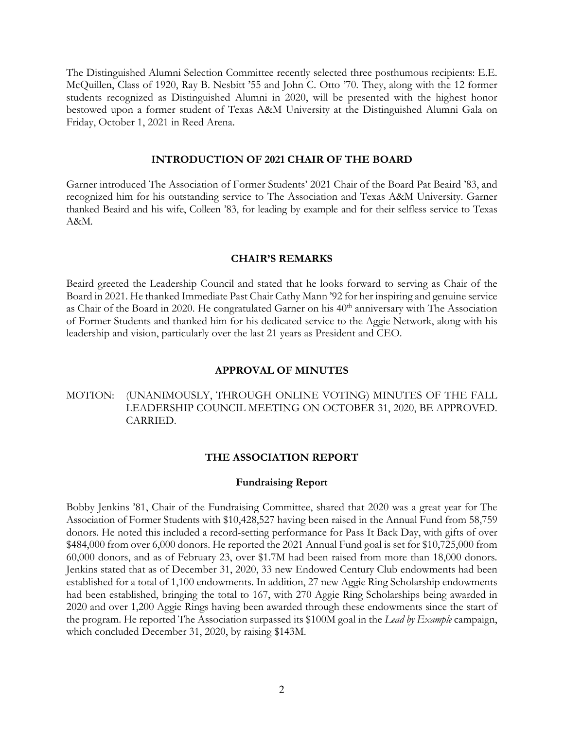The Distinguished Alumni Selection Committee recently selected three posthumous recipients: E.E. McQuillen, Class of 1920, Ray B. Nesbitt '55 and John C. Otto '70. They, along with the 12 former students recognized as Distinguished Alumni in 2020, will be presented with the highest honor bestowed upon a former student of Texas A&M University at the Distinguished Alumni Gala on Friday, October 1, 2021 in Reed Arena.

## INTRODUCTION OF 2021 CHAIR OF THE BOARD

Garner introduced The Association of Former Students' 2021 Chair of the Board Pat Beaird '83, and recognized him for his outstanding service to The Association and Texas A&M University. Garner thanked Beaird and his wife, Colleen '83, for leading by example and for their selfless service to Texas A&M.

## CHAIR'S REMARKS

Beaird greeted the Leadership Council and stated that he looks forward to serving as Chair of the Board in 2021. He thanked Immediate Past Chair Cathy Mann '92 for her inspiring and genuine service as Chair of the Board in 2020. He congratulated Garner on his 40th anniversary with The Association of Former Students and thanked him for his dedicated service to the Aggie Network, along with his leadership and vision, particularly over the last 21 years as President and CEO.

## APPROVAL OF MINUTES

MOTION: (UNANIMOUSLY, THROUGH ONLINE VOTING) MINUTES OF THE FALL LEADERSHIP COUNCIL MEETING ON OCTOBER 31, 2020, BE APPROVED. CARRIED.

## THE ASSOCIATION REPORT

### Fundraising Report

Bobby Jenkins '81, Chair of the Fundraising Committee, shared that 2020 was a great year for The Association of Former Students with $10,428,527 having been raised in the Annual Fund from 58,759 donors. He noted this included a record-setting performance for Pass It Back Day, with gifts of over $484,000 from over 6,000 donors. He reported the 2021 Annual Fund goal is set for $10,725,000 from 60,000 donors, and as of February 23, over $1.7M had been raised from more than 18,000 donors. Jenkins stated that as of December 31, 2020, 33 new Endowed Century Club endowments had been established for a total of 1,100 endowments. In addition, 27 new Aggie Ring Scholarship endowments had been established, bringing the total to 167, with 270 Aggie Ring Scholarships being awarded in 2020 and over 1,200 Aggie Rings having been awarded through these endowments since the start of the program. He reported The Association surpassed its $100M goal in the *Lead by Example* campaign, which concluded December 31, 2020, by raising $143M.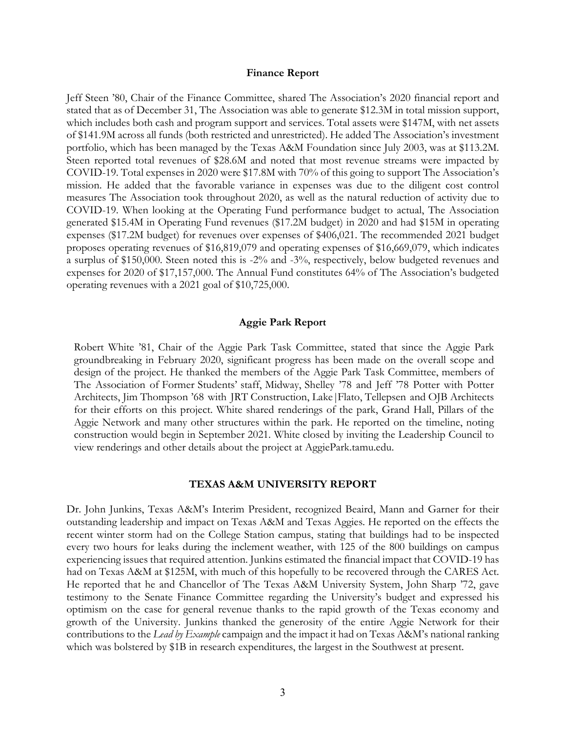## Finance Report

Jeff Steen '80, Chair of the Finance Committee, shared The Association's 2020 financial report and stated that as of December 31, The Association was able to generate $12.3M in total mission support, which includes both cash and program support and services. Total assets were $147M, with net assets of $141.9M across all funds (both restricted and unrestricted). He added The Association's investment portfolio, which has been managed by the Texas A&M Foundation since July 2003, was at $113.2M. Steen reported total revenues of $28.6M and noted that most revenue streams were impacted by COVID-19. Total expenses in 2020 were $17.8M with 70% of this going to support The Association's mission. He added that the favorable variance in expenses was due to the diligent cost control measures The Association took throughout 2020, as well as the natural reduction of activity due to COVID-19. When looking at the Operating Fund performance budget to actual, The Association generated $15.4M in Operating Fund revenues ($17.2M budget) in 2020 and had $15M in operating expenses ($17.2M budget) for revenues over expenses of $406,021. The recommended 2021 budget proposes operating revenues of $16,819,079 and operating expenses of $16,669,079, which indicates a surplus of $150,000. Steen noted this is -2% and -3%, respectively, below budgeted revenues and expenses for 2020 of $17,157,000. The Annual Fund constitutes 64% of The Association's budgeted operating revenues with a 2021 goal of $10,725,000.

## Aggie Park Report

Robert White '81, Chair of the Aggie Park Task Committee, stated that since the Aggie Park groundbreaking in February 2020, significant progress has been made on the overall scope and design of the project. He thanked the members of the Aggie Park Task Committee, members of The Association of Former Students' staff, Midway, Shelley '78 and Jeff '78 Potter with Potter Architects, Jim Thompson '68 with JRT Construction, Lake|Flato, Tellepsen and OJB Architects for their efforts on this project. White shared renderings of the park, Grand Hall, Pillars of the Aggie Network and many other structures within the park. He reported on the timeline, noting construction would begin in September 2021. White closed by inviting the Leadership Council to view renderings and other details about the project at AggiePark.tamu.edu.

## TEXAS A&M UNIVERSITY REPORT

Dr. John Junkins, Texas A&M's Interim President, recognized Beaird, Mann and Garner for their outstanding leadership and impact on Texas A&M and Texas Aggies. He reported on the effects the recent winter storm had on the College Station campus, stating that buildings had to be inspected every two hours for leaks during the inclement weather, with 125 of the 800 buildings on campus experiencing issues that required attention. Junkins estimated the financial impact that COVID-19 has had on Texas A&M at $125M, with much of this hopefully to be recovered through the CARES Act. He reported that he and Chancellor of The Texas A&M University System, John Sharp '72, gave testimony to the Senate Finance Committee regarding the University's budget and expressed his optimism on the case for general revenue thanks to the rapid growth of the Texas economy and growth of the University. Junkins thanked the generosity of the entire Aggie Network for their contributions to the *Lead by Example* campaign and the impact it had on Texas A&M's national ranking which was bolstered by $1B in research expenditures, the largest in the Southwest at present.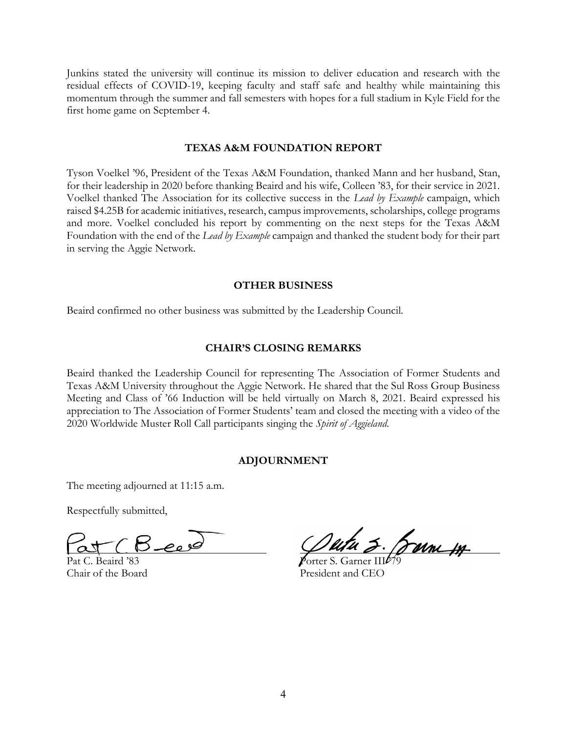Junkins stated the university will continue its mission to deliver education and research with the residual effects of COVID-19, keeping faculty and staff safe and healthy while maintaining this momentum through the summer and fall semesters with hopes for a full stadium in Kyle Field for the first home game on September 4.

## TEXAS A&M FOUNDATION REPORT

Tyson Voelkel '96, President of the Texas A&M Foundation, thanked Mann and her husband, Stan, for their leadership in 2020 before thanking Beaird and his wife, Colleen '83, for their service in 2021. Voelkel thanked The Association for its collective success in the *Lead by Example* campaign, which raised $4.25B for academic initiatives, research, campus improvements, scholarships, college programs and more. Voelkel concluded his report by commenting on the next steps for the Texas A&M Foundation with the end of the *Lead by Example* campaign and thanked the student body for their part in serving the Aggie Network.

## OTHER BUSINESS

Beaird confirmed no other business was submitted by the Leadership Council.

## CHAIR'S CLOSING REMARKS

Beaird thanked the Leadership Council for representing The Association of Former Students and Texas A&M University throughout the Aggie Network. He shared that the Sul Ross Group Business Meeting and Class of '66 Induction will be held virtually on March 8, 2021. Beaird expressed his appreciation to The Association of Former Students' team and closed the meeting with a video of the 2020 Worldwide Muster Roll Call participants singing the *Spirit of Aggieland*.

## ADJOURNMENT

The meeting adjourned at 11:15 a.m.

Respectfully submitted,

Pat C. Beaird '83
Chair of the Board

Porter S. Garner III '79
President and CEO